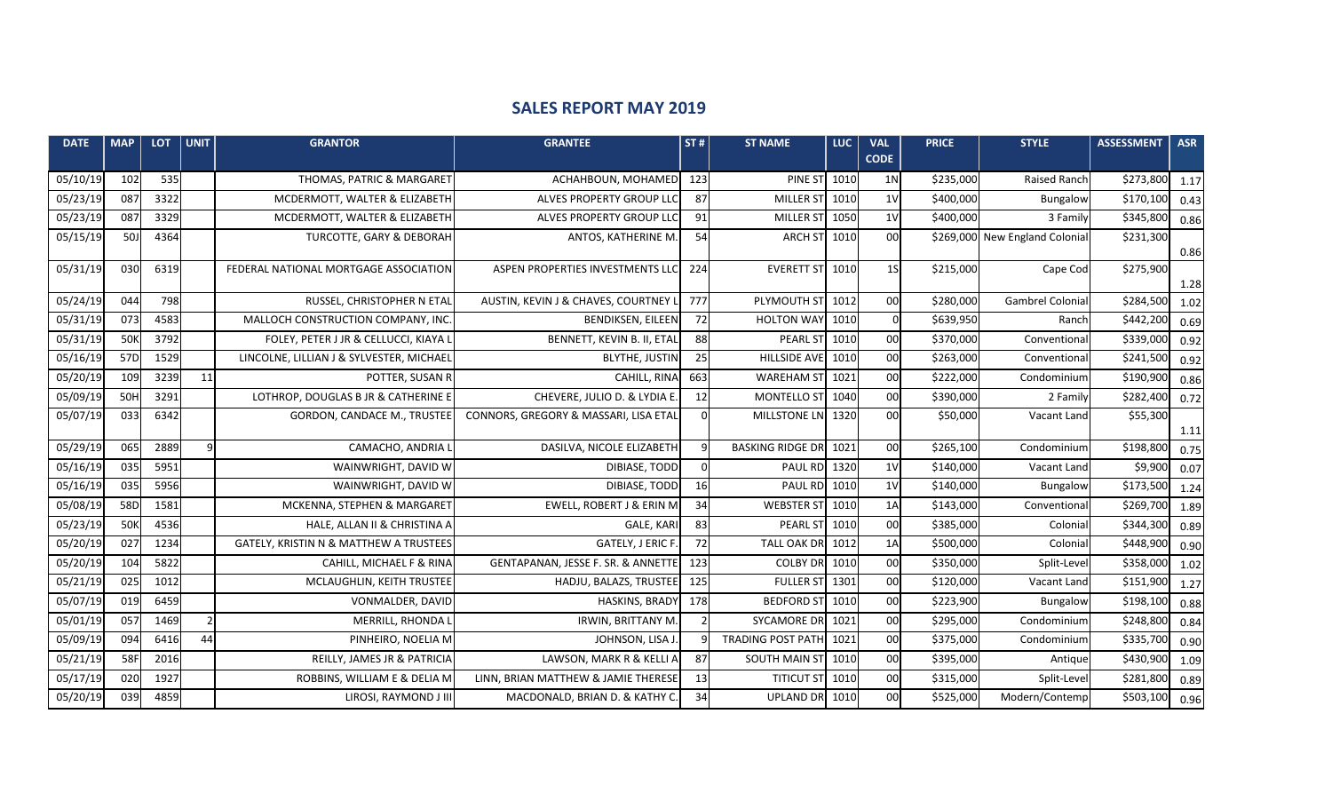# SALES REPORT MAY 2019

| DATE | MAP | LOT | UNIT | GRANTOR | GRANTEE | ST # | ST NAME | LUC | VAL CODE | PRICE | STYLE | ASSESSMENT | ASR |
|---|---|---|---|---|---|---|---|---|---|---|---|---|---|
| 05/10/19 | 102 | 535 | | THOMAS, PATRIC & MARGARET | ACHAHBOUN, MOHAMED | 123 | PINE ST | 1010 | 1N | $235,000 | Raised Ranch | $273,800 | 1.17 |
| 05/23/19 | 087 | 3322 | | MCDERMOTT, WALTER & ELIZABETH | ALVES PROPERTY GROUP LLC | 87 | MILLER ST | 1010 | 1V | $400,000 | Bungalow | $170,100 | 0.43 |
| 05/23/19 | 087 | 3329 | | MCDERMOTT, WALTER & ELIZABETH | ALVES PROPERTY GROUP LLC | 91 | MILLER ST | 1050 | 1V | $400,000 | 3 Family | $345,800 | 0.86 |
| 05/15/19 | 50J | 4364 | | TURCOTTE, GARY & DEBORAH | ANTOS, KATHERINE M. | 54 | ARCH ST | 1010 | 00 | $269,000 | New England Colonial | $231,300 | 0.86 |
| 05/31/19 | 030 | 6319 | | FEDERAL NATIONAL MORTGAGE ASSOCIATION | ASPEN PROPERTIES INVESTMENTS LLC | 224 | EVERETT ST | 1010 | 1S | $215,000 | Cape Cod | $275,900 | 1.28 |
| 05/24/19 | 044 | 798 | | RUSSEL, CHRISTOPHER N ETAL | AUSTIN, KEVIN J & CHAVES, COURTNEY L | 777 | PLYMOUTH ST | 1012 | 00 | $280,000 | Gambrel Colonial | $284,500 | 1.02 |
| 05/31/19 | 073 | 4583 | | MALLOCH CONSTRUCTION COMPANY, INC. | BENDIKSEN, EILEEN | 72 | HOLTON WAY | 1010 | 0 | $639,950 | Ranch | $442,200 | 0.69 |
| 05/31/19 | 50K | 3792 | | FOLEY, PETER J JR & CELLUCCI, KIAYA L | BENNETT, KEVIN B. II, ETAL | 88 | PEARL ST | 1010 | 00 | $370,000 | Conventional | $339,000 | 0.92 |
| 05/16/19 | 57D | 1529 | | LINCOLNE, LILLIAN J & SYLVESTER, MICHAEL | BLYTHE, JUSTIN | 25 | HILLSIDE AVE | 1010 | 00 | $263,000 | Conventional | $241,500 | 0.92 |
| 05/20/19 | 109 | 3239 | 11 | POTTER, SUSAN R | CAHILL, RINA | 663 | WAREHAM ST | 1021 | 00 | $222,000 | Condominium | $190,900 | 0.86 |
| 05/09/19 | 50H | 3291 | | LOTHROP, DOUGLAS B JR & CATHERINE E | CHEVERE, JULIO D. & LYDIA E. | 12 | MONTELLO ST | 1040 | 00 | $390,000 | 2 Family | $282,400 | 0.72 |
| 05/07/19 | 033 | 6342 | | GORDON, CANDACE M., TRUSTEE | CONNORS, GREGORY & MASSARI, LISA ETAL | 0 | MILLSTONE LN | 1320 | 00 | $50,000 | Vacant Land | $55,300 | 1.11 |
| 05/29/19 | 065 | 2889 | 9 | CAMACHO, ANDRIA L | DASILVA, NICOLE ELIZABETH | 9 | BASKING RIDGE DR | 1021 | 00 | $265,100 | Condominium | $198,800 | 0.75 |
| 05/16/19 | 035 | 5951 | | WAINWRIGHT, DAVID W | DIBIASE, TODD | 0 | PAUL RD | 1320 | 1V | $140,000 | Vacant Land | $9,900 | 0.07 |
| 05/16/19 | 035 | 5956 | | WAINWRIGHT, DAVID W | DIBIASE, TODD | 16 | PAUL RD | 1010 | 1V | $140,000 | Bungalow | $173,500 | 1.24 |
| 05/08/19 | 58D | 1581 | | MCKENNA, STEPHEN & MARGARET | EWELL, ROBERT J & ERIN M | 34 | WEBSTER ST | 1010 | 1A | $143,000 | Conventional | $269,700 | 1.89 |
| 05/23/19 | 50K | 4536 | | HALE, ALLAN II & CHRISTINA A | GALE, KARI | 83 | PEARL ST | 1010 | 00 | $385,000 | Colonial | $344,300 | 0.89 |
| 05/20/19 | 027 | 1234 | | GATELY, KRISTIN N & MATTHEW A TRUSTEES | GATELY, J ERIC F. | 72 | TALL OAK DR | 1012 | 1A | $500,000 | Colonial | $448,900 | 0.90 |
| 05/20/19 | 104 | 5822 | | CAHILL, MICHAEL F & RINA | GENTAPANAN, JESSE F. SR. & ANNETTE | 123 | COLBY DR | 1010 | 00 | $350,000 | Split-Level | $358,000 | 1.02 |
| 05/21/19 | 025 | 1012 | | MCLAUGHLIN, KEITH TRUSTEE | HADJU, BALAZS, TRUSTEE | 125 | FULLER ST | 1301 | 00 | $120,000 | Vacant Land | $151,900 | 1.27 |
| 05/07/19 | 019 | 6459 | | VONMALDER, DAVID | HASKINS, BRADY | 178 | BEDFORD ST | 1010 | 00 | $223,900 | Bungalow | $198,100 | 0.88 |
| 05/01/19 | 057 | 1469 | 2 | MERRILL, RHONDA L | IRWIN, BRITTANY M. | 2 | SYCAMORE DR | 1021 | 00 | $295,000 | Condominium | $248,800 | 0.84 |
| 05/09/19 | 094 | 6416 | 44 | PINHEIRO, NOELIA M | JOHNSON, LISA J. | 9 | TRADING POST PATH | 1021 | 00 | $375,000 | Condominium | $335,700 | 0.90 |
| 05/21/19 | 58F | 2016 | | REILLY, JAMES JR & PATRICIA | LAWSON, MARK R & KELLI A | 87 | SOUTH MAIN ST | 1010 | 00 | $395,000 | Antique | $430,900 | 1.09 |
| 05/17/19 | 020 | 1927 | | ROBBINS, WILLIAM E & DELIA M | LINN, BRIAN MATTHEW & JAMIE THERESE | 13 | TITICUT ST | 1010 | 00 | $315,000 | Split-Level | $281,800 | 0.89 |
| 05/20/19 | 039 | 4859 | | LIROSI, RAYMOND J III | MACDONALD, BRIAN D. & KATHY C. | 34 | UPLAND DR | 1010 | 00 | $525,000 | Modern/Contemp | $503,100 | 0.96 |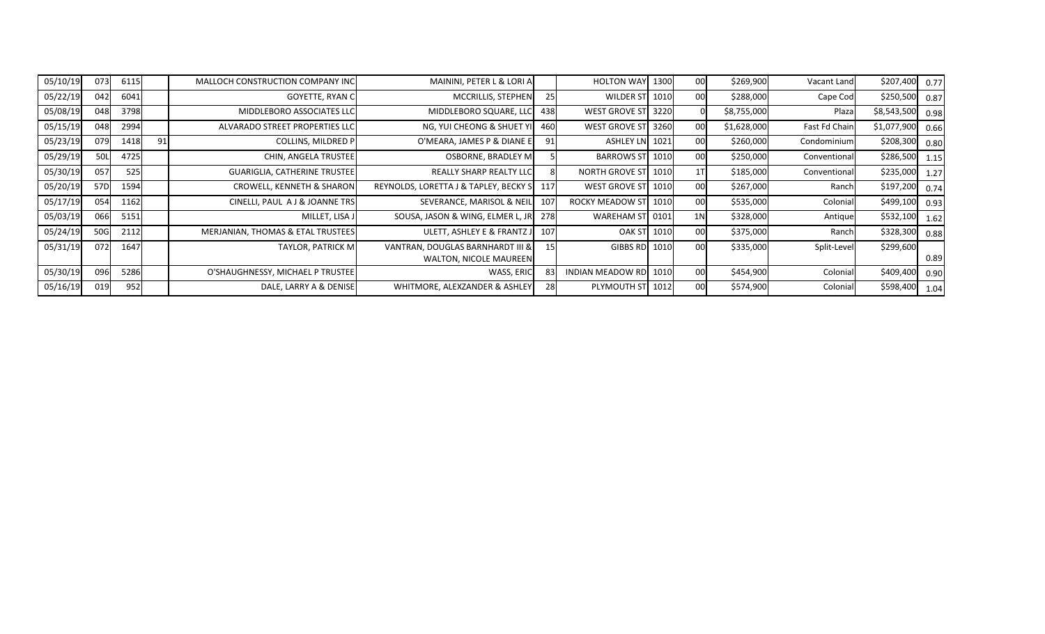| | | | | | | | | | | | | | |
|---|---|---|---|---|---|---|---|---|---|---|---|---|---|
| 05/10/19 | 073 | 6115 | | MALLOCH CONSTRUCTION COMPANY INC | MAININI, PETER L & LORI A | | HOLTON WAY | 1300 | 00 | $269,900 | Vacant Land | $207,400 | 0.77 |
| 05/22/19 | 042 | 6041 | | GOYETTE, RYAN C | MCCRILLIS, STEPHEN | 25 | WILDER ST | 1010 | 00 | $288,000 | Cape Cod | $250,500 | 0.87 |
| 05/08/19 | 048 | 3798 | | MIDDLEBORO ASSOCIATES LLC | MIDDLEBORO SQUARE, LLC | 438 | WEST GROVE ST | 3220 | 0 | $8,755,000 | Plaza | $8,543,500 | 0.98 |
| 05/15/19 | 048 | 2994 | | ALVARADO STREET PROPERTIES LLC | NG, YUI CHEONG & SHUET YI | 460 | WEST GROVE ST | 3260 | 00 | $1,628,000 | Fast Fd Chain | $1,077,900 | 0.66 |
| 05/23/19 | 079 | 1418 | 91 | COLLINS, MILDRED P | O'MEARA, JAMES P & DIANE E | 91 | ASHLEY LN | 1021 | 00 | $260,000 | Condominium | $208,300 | 0.80 |
| 05/29/19 | 50L | 4725 | | CHIN, ANGELA TRUSTEE | OSBORNE, BRADLEY M | 5 | BARROWS ST | 1010 | 00 | $250,000 | Conventional | $286,500 | 1.15 |
| 05/30/19 | 057 | 525 | | GUARIGLIA, CATHERINE TRUSTEE | REALLY SHARP REALTY LLC | 8 | NORTH GROVE ST | 1010 | 1T | $185,000 | Conventional | $235,000 | 1.27 |
| 05/20/19 | 57D | 1594 | | CROWELL, KENNETH & SHARON | REYNOLDS, LORETTA J & TAPLEY, BECKY S | 117 | WEST GROVE ST | 1010 | 00 | $267,000 | Ranch | $197,200 | 0.74 |
| 05/17/19 | 054 | 1162 | | CINELLI, PAUL A J & JOANNE TRS | SEVERANCE, MARISOL & NEIL | 107 | ROCKY MEADOW ST | 1010 | 00 | $535,000 | Colonial | $499,100 | 0.93 |
| 05/03/19 | 066 | 5151 | | MILLET, LISA J | SOUSA, JASON & WING, ELMER L, JR | 278 | WAREHAM ST | 0101 | 1N | $328,000 | Antique | $532,100 | 1.62 |
| 05/24/19 | 50G | 2112 | | MERJANIAN, THOMAS & ETAL TRUSTEES | ULETT, ASHLEY E & FRANTZ J | 107 | OAK ST | 1010 | 00 | $375,000 | Ranch | $328,300 | 0.88 |
| 05/31/19 | 072 | 1647 | | TAYLOR, PATRICK M | VANTRAN, DOUGLAS BARNHARDT III & WALTON, NICOLE MAUREEN | 15 | GIBBS RD | 1010 | 00 | $335,000 | Split-Level | $299,600 | 0.89 |
| 05/30/19 | 096 | 5286 | | O'SHAUGHNESSY, MICHAEL P TRUSTEE | WASS, ERIC | 83 | INDIAN MEADOW RD | 1010 | 00 | $454,900 | Colonial | $409,400 | 0.90 |
| 05/16/19 | 019 | 952 | | DALE, LARRY A & DENISE | WHITMORE, ALEXZANDER & ASHLEY | 28 | PLYMOUTH ST | 1012 | 00 | $574,900 | Colonial | $598,400 | 1.04 |